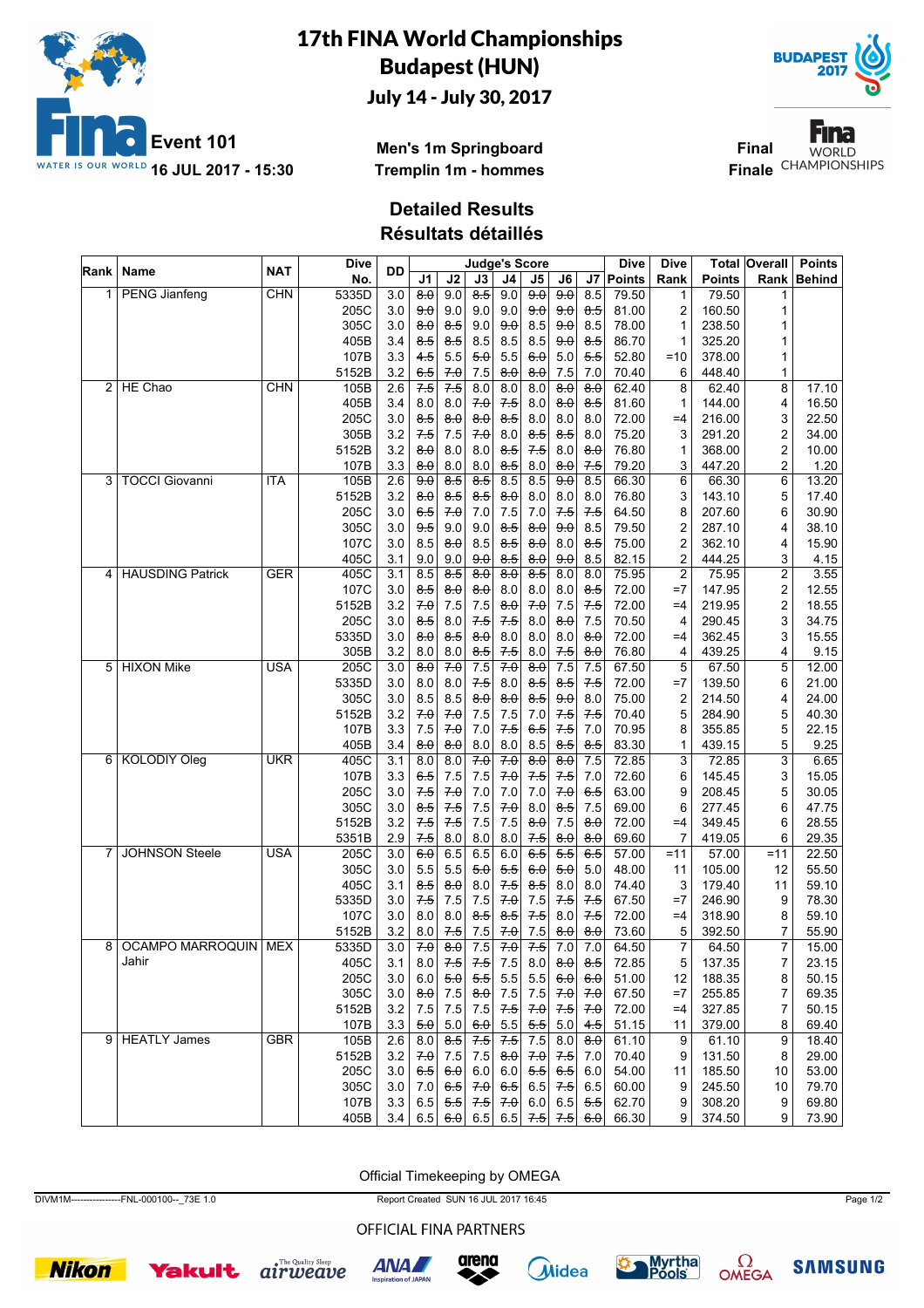# 17th FINA World Championships

## Budapest (HUN)

### July 14 - July 30, 2017

**Event 101**
**16 JUL 2017 - 15:30**

**Men's 1m Springboard**
**Tremplin 1m - hommes**

**Final**
**Finale**

## Detailed Results
## Résultats détaillés

| Rank | Name | NAT | Dive No. | DD | J1 | J2 | J3 | J4 | J5 | J6 | J7 | Dive Points | Dive Rank | Total Points | Overall Rank | Points Behind |
|---|---|---|---|---|---|---|---|---|---|---|---|---|---|---|---|---|
| 1 | PENG Jianfeng | CHN | 5335D | 3.0 | 8.0 | 9.0 | 8.5 | 9.0 | 9.0 | 9.0 | 8.5 | 79.50 | 1 | 79.50 | 1 | |
| | | | 205C | 3.0 | 9.0 | 9.0 | 9.0 | 9.0 | 9.0 | 9.0 | 8.5 | 81.00 | 2 | 160.50 | 1 | |
| | | | 305C | 3.0 | 8.0 | 8.5 | 9.0 | 9.0 | 8.5 | 9.0 | 8.5 | 78.00 | 1 | 238.50 | 1 | |
| | | | 405B | 3.4 | 8.5 | 8.5 | 8.5 | 8.5 | 8.5 | 9.0 | 8.5 | 86.70 | 1 | 325.20 | 1 | |
| | | | 107B | 3.3 | 4.5 | 5.5 | 5.0 | 5.5 | 6.0 | 5.0 | 5.5 | 52.80 | =10 | 378.00 | 1 | |
| | | | 5152B | 3.2 | 6.5 | 7.0 | 7.5 | 8.0 | 8.0 | 7.5 | 7.0 | 70.40 | 6 | 448.40 | 1 | |
| 2 | HE Chao | CHN | 105B | 2.6 | 7.5 | 7.5 | 8.0 | 8.0 | 8.0 | 8.0 | 8.0 | 62.40 | 8 | 62.40 | 8 | 17.10 |
| | | | 405B | 3.4 | 8.0 | 8.0 | 7.0 | 7.5 | 8.0 | 8.0 | 8.5 | 81.60 | 1 | 144.00 | 4 | 16.50 |
| | | | 205C | 3.0 | 8.5 | 8.0 | 8.0 | 8.5 | 8.0 | 8.0 | 8.0 | 72.00 | =4 | 216.00 | 3 | 22.50 |
| | | | 305B | 3.2 | 7.5 | 7.5 | 7.0 | 8.0 | 8.5 | 8.5 | 8.0 | 75.20 | 3 | 291.20 | 2 | 34.00 |
| | | | 5152B | 3.2 | 8.0 | 8.0 | 8.0 | 8.5 | 7.5 | 8.0 | 8.0 | 76.80 | 1 | 368.00 | 2 | 10.00 |
| | | | 107B | 3.3 | 8.0 | 8.0 | 8.0 | 8.5 | 8.0 | 8.0 | 7.5 | 79.20 | 3 | 447.20 | 2 | 1.20 |
| 3 | TOCCI Giovanni | ITA | 105B | 2.6 | 9.0 | 8.5 | 8.5 | 8.5 | 8.5 | 9.0 | 8.5 | 66.30 | 6 | 66.30 | 6 | 13.20 |
| | | | 5152B | 3.2 | 8.0 | 8.5 | 8.5 | 8.0 | 8.0 | 8.0 | 8.0 | 76.80 | 3 | 143.10 | 5 | 17.40 |
| | | | 205C | 3.0 | 6.5 | 7.0 | 7.0 | 7.5 | 7.0 | 7.5 | 7.5 | 64.50 | 8 | 207.60 | 6 | 30.90 |
| | | | 305C | 3.0 | 9.5 | 9.0 | 9.0 | 8.5 | 8.0 | 9.0 | 8.5 | 79.50 | 2 | 287.10 | 4 | 38.10 |
| | | | 107C | 3.0 | 8.5 | 8.0 | 8.5 | 8.5 | 8.0 | 8.0 | 8.5 | 75.00 | 2 | 362.10 | 4 | 15.90 |
| | | | 405C | 3.1 | 9.0 | 9.0 | 9.0 | 8.5 | 8.0 | 9.0 | 8.5 | 82.15 | 2 | 444.25 | 3 | 4.15 |
| 4 | HAUSDING Patrick | GER | 405C | 3.1 | 8.5 | 8.5 | 8.0 | 8.0 | 8.5 | 8.0 | 8.0 | 75.95 | 2 | 75.95 | 2 | 3.55 |
| | | | 107C | 3.0 | 8.5 | 8.0 | 8.0 | 8.0 | 8.0 | 8.0 | 8.5 | 72.00 | =7 | 147.95 | 2 | 12.55 |
| | | | 5152B | 3.2 | 7.0 | 7.5 | 7.5 | 8.0 | 7.0 | 7.5 | 7.5 | 72.00 | =4 | 219.95 | 2 | 18.55 |
| | | | 205C | 3.0 | 8.5 | 8.0 | 7.5 | 7.5 | 8.0 | 8.0 | 7.5 | 70.50 | 4 | 290.45 | 3 | 34.75 |
| | | | 5335D | 3.0 | 8.0 | 8.5 | 8.0 | 8.0 | 8.0 | 8.0 | 8.0 | 72.00 | =4 | 362.45 | 3 | 15.55 |
| | | | 305B | 3.2 | 8.0 | 8.0 | 8.5 | 7.5 | 8.0 | 7.5 | 8.0 | 76.80 | 4 | 439.25 | 4 | 9.15 |
| 5 | HIXON Mike | USA | 205C | 3.0 | 8.0 | 7.0 | 7.5 | 7.0 | 8.0 | 7.5 | 7.5 | 67.50 | 5 | 67.50 | 5 | 12.00 |
| | | | 5335D | 3.0 | 8.0 | 8.0 | 7.5 | 8.0 | 8.5 | 8.5 | 7.5 | 72.00 | =7 | 139.50 | 6 | 21.00 |
| | | | 305C | 3.0 | 8.5 | 8.5 | 8.0 | 8.0 | 8.5 | 9.0 | 8.0 | 75.00 | 2 | 214.50 | 4 | 24.00 |
| | | | 5152B | 3.2 | 7.0 | 7.0 | 7.5 | 7.5 | 7.0 | 7.5 | 7.5 | 70.40 | 5 | 284.90 | 5 | 40.30 |
| | | | 107B | 3.3 | 7.5 | 7.0 | 7.0 | 7.5 | 6.5 | 7.5 | 7.0 | 70.95 | 8 | 355.85 | 5 | 22.15 |
| | | | 405B | 3.4 | 8.0 | 8.0 | 8.0 | 8.0 | 8.5 | 8.5 | 8.5 | 83.30 | 1 | 439.15 | 5 | 9.25 |
| 6 | KOLODIY Oleg | UKR | 405C | 3.1 | 8.0 | 8.0 | 7.0 | 7.0 | 8.0 | 8.0 | 7.5 | 72.85 | 3 | 72.85 | 3 | 6.65 |
| | | | 107B | 3.3 | 6.5 | 7.5 | 7.5 | 7.0 | 7.5 | 7.5 | 7.0 | 72.60 | 6 | 145.45 | 3 | 15.05 |
| | | | 205C | 3.0 | 7.5 | 7.0 | 7.0 | 7.0 | 7.0 | 7.0 | 6.5 | 63.00 | 9 | 208.45 | 5 | 30.05 |
| | | | 305C | 3.0 | 8.5 | 7.5 | 7.5 | 7.0 | 8.0 | 8.5 | 7.5 | 69.00 | 6 | 277.45 | 6 | 47.75 |
| | | | 5152B | 3.2 | 7.5 | 7.5 | 7.5 | 7.5 | 8.0 | 7.5 | 8.0 | 72.00 | =4 | 349.45 | 6 | 28.55 |
| | | | 5351B | 2.9 | 7.5 | 8.0 | 8.0 | 8.0 | 7.5 | 8.0 | 8.0 | 69.60 | 7 | 419.05 | 6 | 29.35 |
| 7 | JOHNSON Steele | USA | 205C | 3.0 | 6.0 | 6.5 | 6.5 | 6.0 | 6.5 | 5.5 | 6.5 | 57.00 | =11 | 57.00 | =11 | 22.50 |
| | | | 305C | 3.0 | 5.5 | 5.5 | 5.0 | 5.5 | 6.0 | 5.0 | 5.0 | 48.00 | 11 | 105.00 | 12 | 55.50 |
| | | | 405C | 3.1 | 8.5 | 8.0 | 8.0 | 7.5 | 8.5 | 8.0 | 8.0 | 74.40 | 3 | 179.40 | 11 | 59.10 |
| | | | 5335D | 3.0 | 7.5 | 7.5 | 7.5 | 7.0 | 7.5 | 7.5 | 7.5 | 67.50 | =7 | 246.90 | 9 | 78.30 |
| | | | 107C | 3.0 | 8.0 | 8.0 | 8.5 | 8.5 | 7.5 | 8.0 | 7.5 | 72.00 | =4 | 318.90 | 8 | 59.10 |
| | | | 5152B | 3.2 | 8.0 | 7.5 | 7.5 | 7.0 | 7.5 | 8.0 | 8.0 | 73.60 | 5 | 392.50 | 7 | 55.90 |
| 8 | OCAMPO MARROQUIN Jahir | MEX | 5335D | 3.0 | 7.0 | 8.0 | 7.5 | 7.0 | 7.5 | 7.0 | 7.0 | 64.50 | 7 | 64.50 | 7 | 15.00 |
| | | | 405C | 3.1 | 8.0 | 7.5 | 7.5 | 7.5 | 8.0 | 8.0 | 8.5 | 72.85 | 5 | 137.35 | 7 | 23.15 |
| | | | 205C | 3.0 | 6.0 | 5.0 | 5.5 | 5.5 | 5.5 | 6.0 | 6.0 | 51.00 | 12 | 188.35 | 8 | 50.15 |
| | | | 305C | 3.0 | 8.0 | 7.5 | 8.0 | 7.5 | 7.5 | 7.0 | 7.0 | 67.50 | =7 | 255.85 | 7 | 69.35 |
| | | | 5152B | 3.2 | 7.5 | 7.5 | 7.5 | 7.5 | 7.0 | 7.5 | 7.0 | 72.00 | =4 | 327.85 | 7 | 50.15 |
| | | | 107B | 3.3 | 5.0 | 5.0 | 6.0 | 5.5 | 5.5 | 5.0 | 4.5 | 51.15 | 11 | 379.00 | 8 | 69.40 |
| 9 | HEATLY James | GBR | 105B | 2.6 | 8.0 | 8.5 | 7.5 | 7.5 | 7.5 | 8.0 | 8.0 | 61.10 | 9 | 61.10 | 9 | 18.40 |
| | | | 5152B | 3.2 | 7.0 | 7.5 | 7.5 | 8.0 | 7.0 | 7.5 | 7.0 | 70.40 | 9 | 131.50 | 8 | 29.00 |
| | | | 205C | 3.0 | 6.5 | 6.0 | 6.0 | 6.0 | 5.5 | 6.5 | 6.0 | 54.00 | 11 | 185.50 | 10 | 53.00 |
| | | | 305C | 3.0 | 7.0 | 6.5 | 7.0 | 6.5 | 6.5 | 7.5 | 6.5 | 60.00 | 9 | 245.50 | 10 | 79.70 |
| | | | 107B | 3.3 | 6.5 | 5.5 | 7.5 | 7.0 | 6.0 | 6.5 | 5.5 | 62.70 | 9 | 308.20 | 9 | 69.80 |
| | | | 405B | 3.4 | 6.5 | 6.0 | 6.5 | 6.5 | 7.5 | 7.5 | 6.0 | 66.30 | 9 | 374.50 | 9 | 73.90 |

Official Timekeeping by OMEGA

DIVM1M----------------FNL-000100--_73E 1.0 Report Created SUN 16 JUL 2017 16:45

OFFICIAL FINA PARTNERS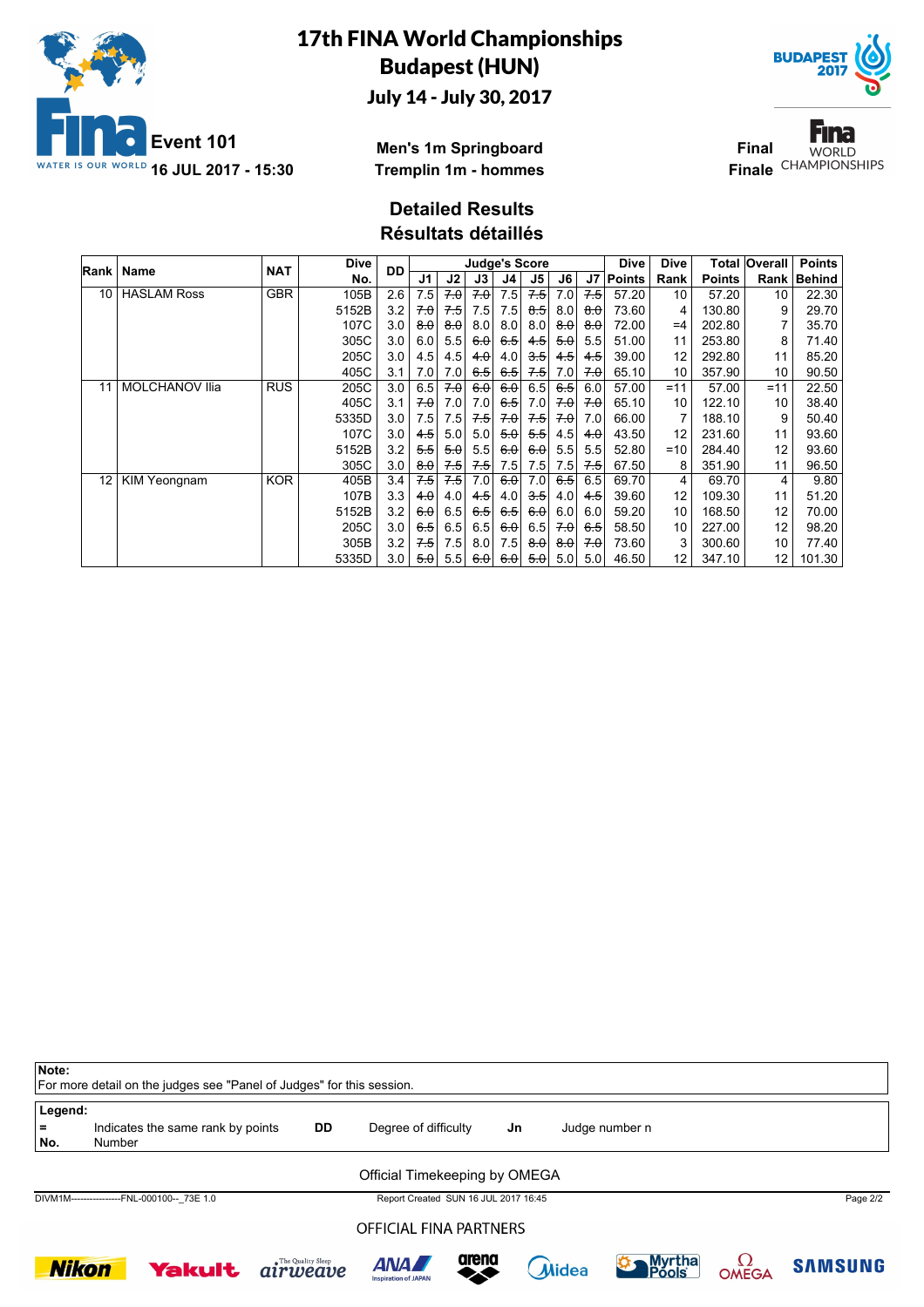# 17th FINA World Championships
## Budapest (HUN)
### July 14 - July 30, 2017

**Event 101**
**16 JUL 2017 - 15:30**

**Men's 1m Springboard**
**Tremplin 1m - hommes**

**Final**
**Finale**

## Detailed Results
## Résultats détaillés

| Rank | Name | NAT | Dive No. | DD | J1 | J2 | J3 | J4 | J5 | J6 | J7 | Dive Points | Dive Rank | Total Points | Overall Rank | Points Behind |
|---|---|---|---|---|---|---|---|---|---|---|---|---|---|---|---|---|
| 10 | HASLAM Ross | GBR | 105B | 2.6 | 7.5 | ~~7.0~~ | ~~7.0~~ | 7.5 | ~~7.5~~ | 7.0 | ~~7.5~~ | 57.20 | 10 | 57.20 | 10 | 22.30 |
| | | | 5152B | 3.2 | ~~7.0~~ | ~~7.5~~ | 7.5 | 7.5 | ~~8.5~~ | 8.0 | ~~8.0~~ | 73.60 | 4 | 130.80 | 9 | 29.70 |
| | | | 107C | 3.0 | ~~8.0~~ | ~~8.0~~ | 8.0 | 8.0 | 8.0 | ~~8.0~~ | ~~8.0~~ | 72.00 | =4 | 202.80 | 7 | 35.70 |
| | | | 305C | 3.0 | 6.0 | 5.5 | ~~6.0~~ | ~~6.5~~ | ~~4.5~~ | ~~5.0~~ | 5.5 | 51.00 | 11 | 253.80 | 8 | 71.40 |
| | | | 205C | 3.0 | 4.5 | 4.5 | ~~4.0~~ | 4.0 | ~~3.5~~ | ~~4.5~~ | ~~4.5~~ | 39.00 | 12 | 292.80 | 11 | 85.20 |
| | | | 405C | 3.1 | 7.0 | 7.0 | ~~6.5~~ | ~~6.5~~ | ~~7.5~~ | 7.0 | ~~7.0~~ | 65.10 | 10 | 357.90 | 10 | 90.50 |
| 11 | MOLCHANOV Ilia | RUS | 205C | 3.0 | 6.5 | ~~7.0~~ | ~~6.0~~ | ~~6.0~~ | 6.5 | ~~6.5~~ | 6.0 | 57.00 | =11 | 57.00 | =11 | 22.50 |
| | | | 405C | 3.1 | ~~7.0~~ | 7.0 | 7.0 | ~~6.5~~ | 7.0 | ~~7.0~~ | ~~7.0~~ | 65.10 | 10 | 122.10 | 10 | 38.40 |
| | | | 5335D | 3.0 | 7.5 | 7.5 | ~~7.5~~ | ~~7.0~~ | ~~7.5~~ | ~~7.0~~ | 7.0 | 66.00 | 7 | 188.10 | 9 | 50.40 |
| | | | 107C | 3.0 | ~~4.5~~ | 5.0 | 5.0 | ~~5.0~~ | ~~5.5~~ | 4.5 | ~~4.0~~ | 43.50 | 12 | 231.60 | 11 | 93.60 |
| | | | 5152B | 3.2 | ~~5.5~~ | ~~5.0~~ | 5.5 | ~~6.0~~ | ~~6.0~~ | 5.5 | 5.5 | 52.80 | =10 | 284.40 | 12 | 93.60 |
| | | | 305C | 3.0 | ~~8.0~~ | ~~7.5~~ | ~~7.5~~ | 7.5 | 7.5 | 7.5 | ~~7.5~~ | 67.50 | 8 | 351.90 | 11 | 96.50 |
| 12 | KIM Yeongnam | KOR | 405B | 3.4 | ~~7.5~~ | ~~7.5~~ | 7.0 | ~~6.0~~ | 7.0 | ~~6.5~~ | 6.5 | 69.70 | 4 | 69.70 | 4 | 9.80 |
| | | | 107B | 3.3 | ~~4.0~~ | 4.0 | ~~4.5~~ | 4.0 | ~~3.5~~ | 4.0 | ~~4.5~~ | 39.60 | 12 | 109.30 | 11 | 51.20 |
| | | | 5152B | 3.2 | ~~6.0~~ | 6.5 | ~~6.5~~ | ~~6.5~~ | ~~6.0~~ | 6.0 | 6.0 | 59.20 | 10 | 168.50 | 12 | 70.00 |
| | | | 205C | 3.0 | ~~6.5~~ | 6.5 | 6.5 | ~~6.0~~ | 6.5 | ~~7.0~~ | ~~6.5~~ | 58.50 | 10 | 227.00 | 12 | 98.20 |
| | | | 305B | 3.2 | ~~7.5~~ | 7.5 | 8.0 | 7.5 | ~~8.0~~ | ~~8.0~~ | ~~7.0~~ | 73.60 | 3 | 300.60 | 10 | 77.40 |
| | | | 5335D | 3.0 | ~~5.0~~ | 5.5 | ~~6.0~~ | ~~6.0~~ | ~~5.0~~ | 5.0 | 5.0 | 46.50 | 12 | 347.10 | 12 | 101.30 |

**Note:**
For more detail on the judges see "Panel of Judges" for this session.

**Legend:**

| | | | | | |
|---|---|---|---|---|---|
| = | Indicates the same rank by points | DD | Degree of difficulty | Jn | Judge number n |
| No. | Number | | | | |

Official Timekeeping by OMEGA

DIVM1M----------------FNL-000100--_73E 1.0 Report Created SUN 16 JUL 2017 16:45

OFFICIAL FINA PARTNERS